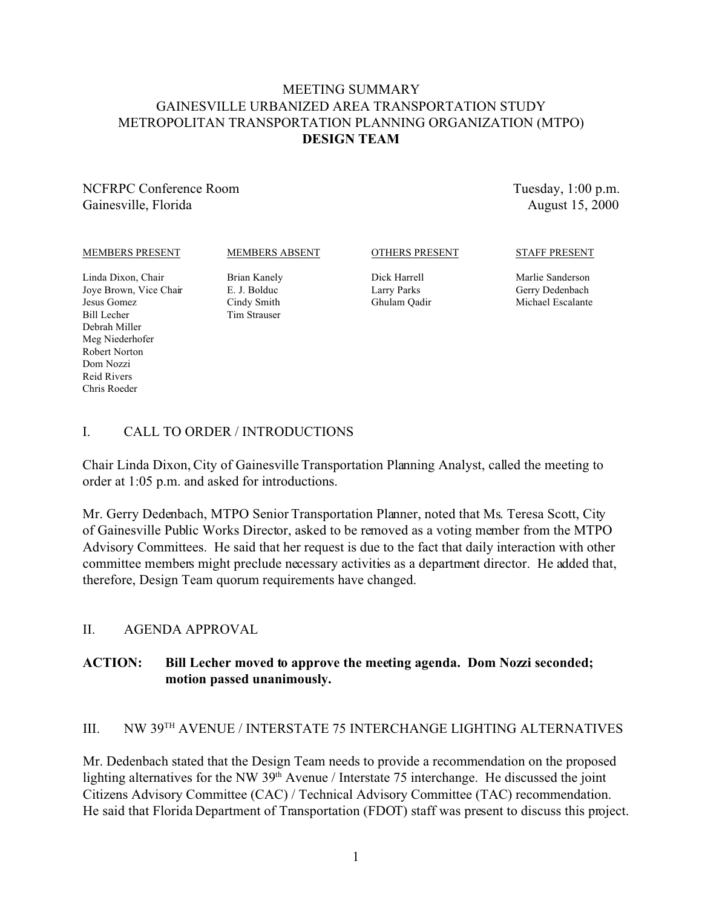# MEETING SUMMARY
# GAINESVILLE URBANIZED AREA TRANSPORTATION STUDY
# METROPOLITAN TRANSPORTATION PLANNING ORGANIZATION (MTPO)
# DESIGN TEAM

NCFRPC Conference Room
Gainesville, Florida

Tuesday, 1:00 p.m.
August 15, 2000

| MEMBERS PRESENT | MEMBERS ABSENT | OTHERS PRESENT | STAFF PRESENT |
|---|---|---|---|
| Linda Dixon, Chair | Brian Kanely | Dick Harrell | Marlie Sanderson |
| Joye Brown, Vice Chair | E. J. Bolduc | Larry Parks | Gerry Dedenbach |
| Jesus Gomez | Cindy Smith | Ghulam Qadir | Michael Escalante |
| Bill Lecher | Tim Strauser | | |
| Debrah Miller | | | |
| Meg Niederhofer | | | |
| Robert Norton | | | |
| Dom Nozzi | | | |
| Reid Rivers | | | |
| Chris Roeder | | | |

## I. CALL TO ORDER / INTRODUCTIONS

Chair Linda Dixon, City of Gainesville Transportation Planning Analyst, called the meeting to order at 1:05 p.m. and asked for introductions.

Mr. Gerry Dedenbach, MTPO Senior Transportation Planner, noted that Ms. Teresa Scott, City of Gainesville Public Works Director, asked to be removed as a voting member from the MTPO Advisory Committees. He said that her request is due to the fact that daily interaction with other committee members might preclude necessary activities as a department director. He added that, therefore, Design Team quorum requirements have changed.

## II. AGENDA APPROVAL

**ACTION: Bill Lecher moved to approve the meeting agenda. Dom Nozzi seconded; motion passed unanimously.**

## III. NW 39TH AVENUE / INTERSTATE 75 INTERCHANGE LIGHTING ALTERNATIVES

Mr. Dedenbach stated that the Design Team needs to provide a recommendation on the proposed lighting alternatives for the NW 39th Avenue / Interstate 75 interchange. He discussed the joint Citizens Advisory Committee (CAC) / Technical Advisory Committee (TAC) recommendation. He said that Florida Department of Transportation (FDOT) staff was present to discuss this project.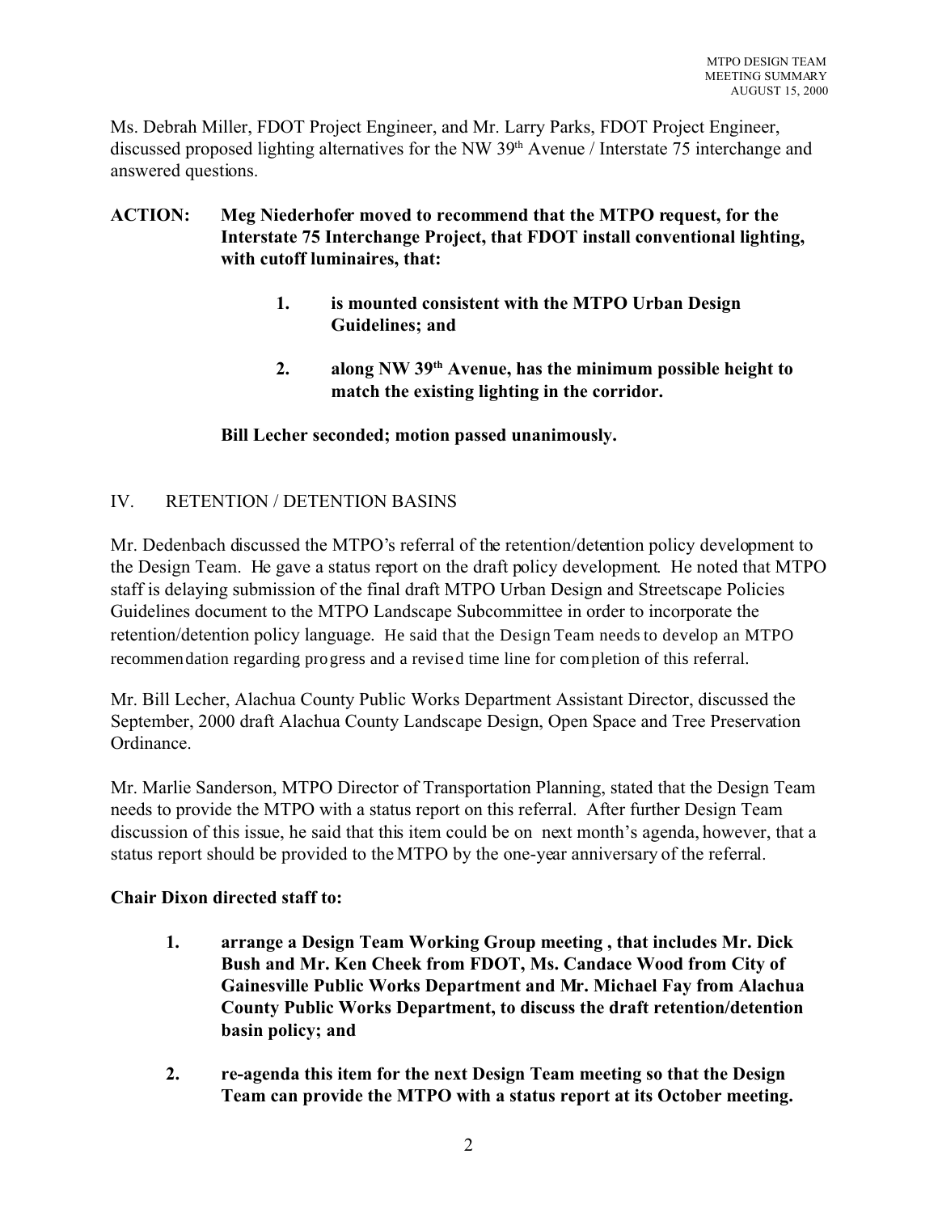Ms. Debrah Miller, FDOT Project Engineer, and Mr. Larry Parks, FDOT Project Engineer, discussed proposed lighting alternatives for the NW 39th Avenue / Interstate 75 interchange and answered questions.

**ACTION: Meg Niederhofer moved to recommend that the MTPO request, for the Interstate 75 Interchange Project, that FDOT install conventional lighting, with cutoff luminaires, that:**

1. **is mounted consistent with the MTPO Urban Design Guidelines; and**
2. **along NW 39th Avenue, has the minimum possible height to match the existing lighting in the corridor.**

**Bill Lecher seconded; motion passed unanimously.**

## IV. RETENTION / DETENTION BASINS

Mr. Dedenbach discussed the MTPO's referral of the retention/detention policy development to the Design Team. He gave a status report on the draft policy development. He noted that MTPO staff is delaying submission of the final draft MTPO Urban Design and Streetscape Policies Guidelines document to the MTPO Landscape Subcommittee in order to incorporate the retention/detention policy language. He said that the Design Team needs to develop an MTPO recommendation regarding progress and a revised time line for completion of this referral.

Mr. Bill Lecher, Alachua County Public Works Department Assistant Director, discussed the September, 2000 draft Alachua County Landscape Design, Open Space and Tree Preservation Ordinance.

Mr. Marlie Sanderson, MTPO Director of Transportation Planning, stated that the Design Team needs to provide the MTPO with a status report on this referral. After further Design Team discussion of this issue, he said that this item could be on next month's agenda, however, that a status report should be provided to the MTPO by the one-year anniversary of the referral.

**Chair Dixon directed staff to:**

1. **arrange a Design Team Working Group meeting , that includes Mr. Dick Bush and Mr. Ken Cheek from FDOT, Ms. Candace Wood from City of Gainesville Public Works Department and Mr. Michael Fay from Alachua County Public Works Department, to discuss the draft retention/detention basin policy; and**
2. **re-agenda this item for the next Design Team meeting so that the Design Team can provide the MTPO with a status report at its October meeting.**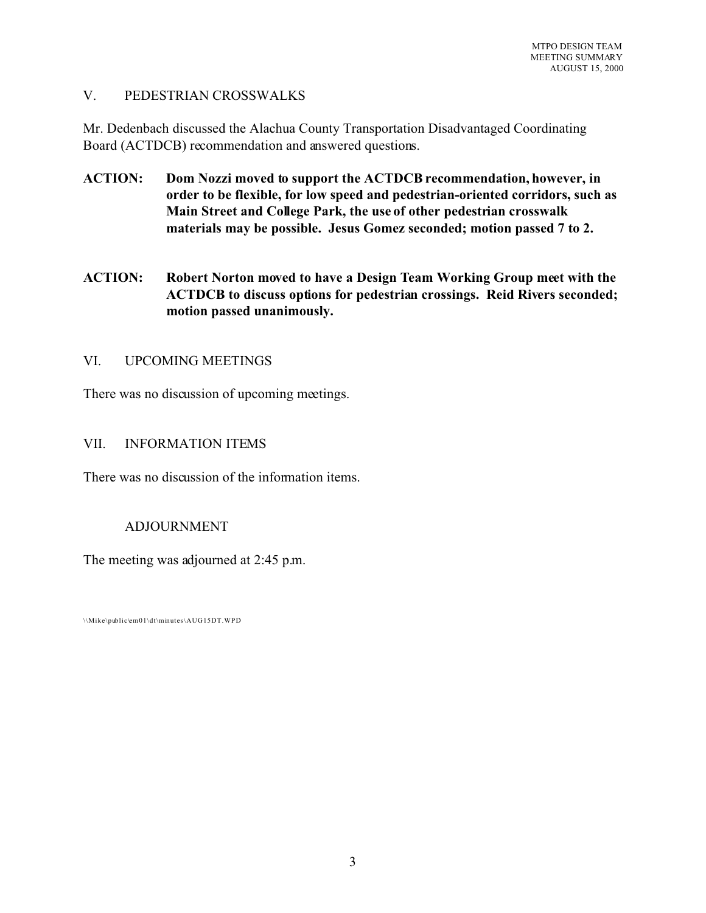## V. PEDESTRIAN CROSSWALKS

Mr. Dedenbach discussed the Alachua County Transportation Disadvantaged Coordinating Board (ACTDCB) recommendation and answered questions.

**ACTION: Dom Nozzi moved to support the ACTDCB recommendation, however, in order to be flexible, for low speed and pedestrian-oriented corridors, such as Main Street and College Park, the use of other pedestrian crosswalk materials may be possible. Jesus Gomez seconded; motion passed 7 to 2.**

**ACTION: Robert Norton moved to have a Design Team Working Group meet with the ACTDCB to discuss options for pedestrian crossings. Reid Rivers seconded; motion passed unanimously.**

## VI. UPCOMING MEETINGS

There was no discussion of upcoming meetings.

## VII. INFORMATION ITEMS

There was no discussion of the information items.

## ADJOURNMENT

The meeting was adjourned at 2:45 p.m.

\\Mike\public\em01\dt\minutes\AUG15DT.WPD